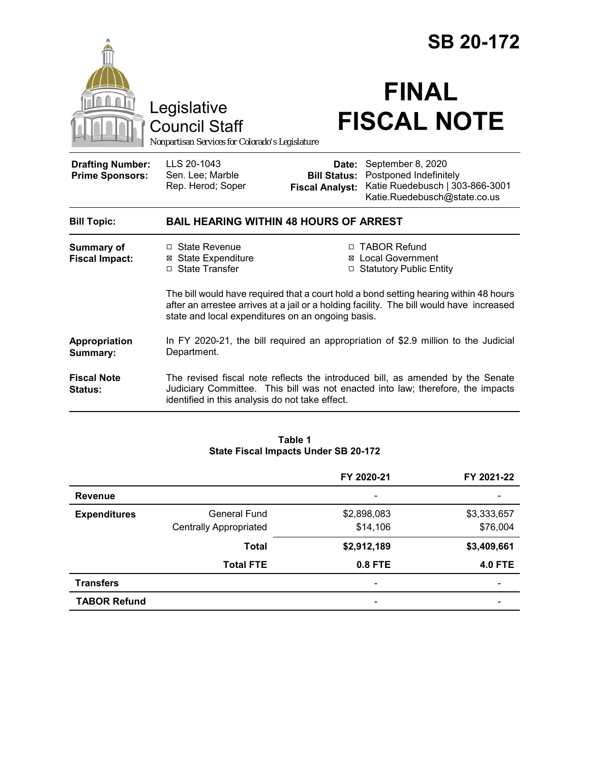# SB 20-172

Legislative Council Staff
*Nonpartisan Services for Colorado's Legislature*

# FINAL FISCAL NOTE

| | | | |
|---|---|---|---|
| **Drafting Number:** | LLS 20-1043 | **Date:** | September 8, 2020 |
| **Prime Sponsors:** | Sen. Lee; Marble | **Bill Status:** | Postponed Indefinitely |
| | Rep. Herod; Soper | **Fiscal Analyst:** | Katie Ruedebusch \| 303-866-3001 Katie.Ruedebusch@state.co.us |

**Bill Topic:** **BAIL HEARING WITHIN 48 HOURS OF ARREST**

**Summary of Fiscal Impact:**

- ☐ State Revenue
- ☒ State Expenditure
- ☐ State Transfer
- ☐ TABOR Refund
- ☒ Local Government
- ☐ Statutory Public Entity

The bill would have required that a court hold a bond setting hearing within 48 hours after an arrestee arrives at a jail or a holding facility. The bill would have increased state and local expenditures on an ongoing basis.

**Appropriation Summary:** In FY 2020-21, the bill required an appropriation of $2.9 million to the Judicial Department.

**Fiscal Note Status:** The revised fiscal note reflects the introduced bill, as amended by the Senate Judiciary Committee. This bill was not enacted into law; therefore, the impacts identified in this analysis do not take effect.

**Table 1**
**State Fiscal Impacts Under SB 20-172**

| | | FY 2020-21 | FY 2021-22 |
|---|---|---|---|
| **Revenue** | | - | - |
| **Expenditures** | General Fund | $2,898,083 | $3,333,657 |
| | Centrally Appropriated | $14,106 | $76,004 |
| | **Total** | **$2,912,189** | **$3,409,661** |
| | **Total FTE** | **0.8 FTE** | **4.0 FTE** |
| **Transfers** | | - | - |
| **TABOR Refund** | | - | - |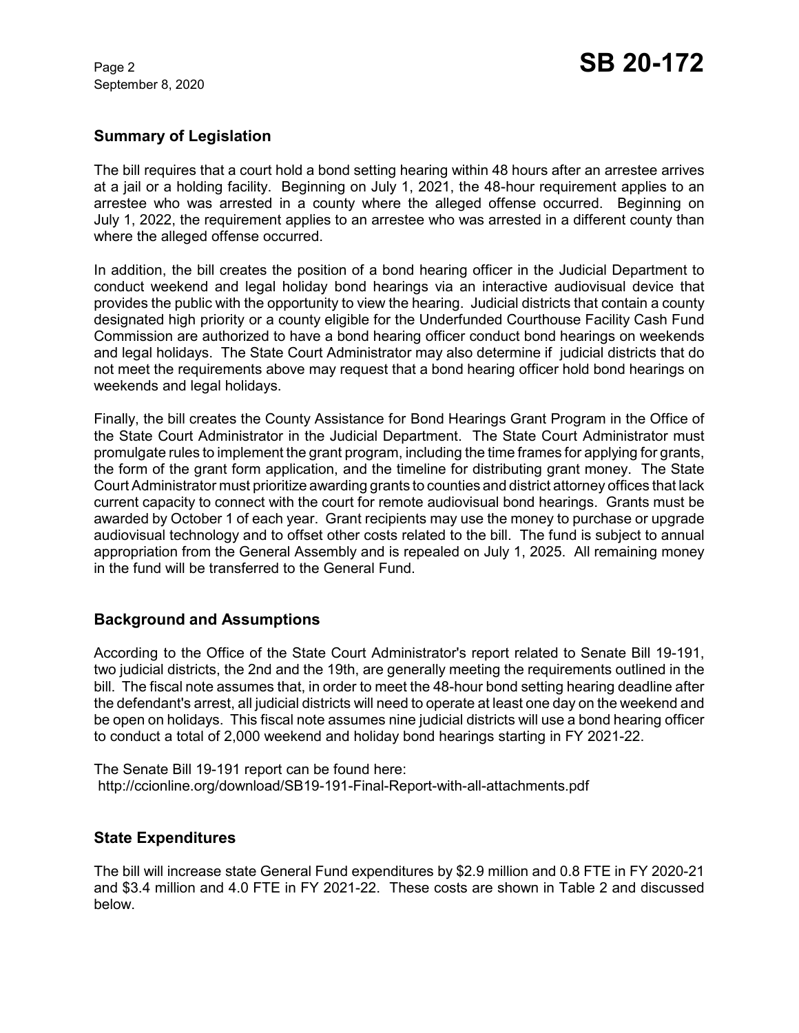## Summary of Legislation

The bill requires that a court hold a bond setting hearing within 48 hours after an arrestee arrives at a jail or a holding facility. Beginning on July 1, 2021, the 48-hour requirement applies to an arrestee who was arrested in a county where the alleged offense occurred. Beginning on July 1, 2022, the requirement applies to an arrestee who was arrested in a different county than where the alleged offense occurred.

In addition, the bill creates the position of a bond hearing officer in the Judicial Department to conduct weekend and legal holiday bond hearings via an interactive audiovisual device that provides the public with the opportunity to view the hearing. Judicial districts that contain a county designated high priority or a county eligible for the Underfunded Courthouse Facility Cash Fund Commission are authorized to have a bond hearing officer conduct bond hearings on weekends and legal holidays. The State Court Administrator may also determine if judicial districts that do not meet the requirements above may request that a bond hearing officer hold bond hearings on weekends and legal holidays.

Finally, the bill creates the County Assistance for Bond Hearings Grant Program in the Office of the State Court Administrator in the Judicial Department. The State Court Administrator must promulgate rules to implement the grant program, including the time frames for applying for grants, the form of the grant form application, and the timeline for distributing grant money. The State Court Administrator must prioritize awarding grants to counties and district attorney offices that lack current capacity to connect with the court for remote audiovisual bond hearings. Grants must be awarded by October 1 of each year. Grant recipients may use the money to purchase or upgrade audiovisual technology and to offset other costs related to the bill. The fund is subject to annual appropriation from the General Assembly and is repealed on July 1, 2025. All remaining money in the fund will be transferred to the General Fund.

## Background and Assumptions

According to the Office of the State Court Administrator's report related to Senate Bill 19-191, two judicial districts, the 2nd and the 19th, are generally meeting the requirements outlined in the bill. The fiscal note assumes that, in order to meet the 48-hour bond setting hearing deadline after the defendant's arrest, all judicial districts will need to operate at least one day on the weekend and be open on holidays. This fiscal note assumes nine judicial districts will use a bond hearing officer to conduct a total of 2,000 weekend and holiday bond hearings starting in FY 2021-22.

The Senate Bill 19-191 report can be found here:
http://ccionline.org/download/SB19-191-Final-Report-with-all-attachments.pdf

## State Expenditures

The bill will increase state General Fund expenditures by $2.9 million and 0.8 FTE in FY 2020-21 and $3.4 million and 4.0 FTE in FY 2021-22. These costs are shown in Table 2 and discussed below.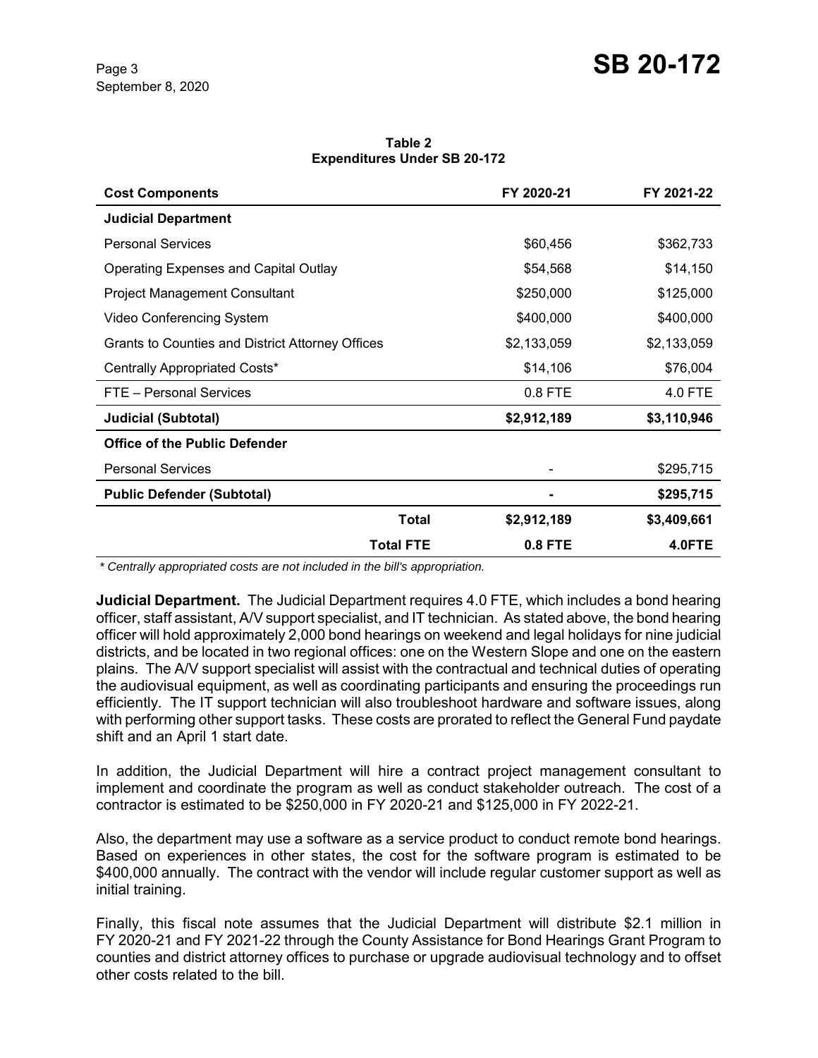**Table 2**
**Expenditures Under SB 20-172**

| Cost Components | FY 2020-21 | FY 2021-22 |
|---|---|---|
| **Judicial Department** | | |
| Personal Services | $60,456 | $362,733 |
| Operating Expenses and Capital Outlay | $54,568 | $14,150 |
| Project Management Consultant | $250,000 | $125,000 |
| Video Conferencing System | $400,000 | $400,000 |
| Grants to Counties and District Attorney Offices | $2,133,059 | $2,133,059 |
| Centrally Appropriated Costs* | $14,106 | $76,004 |
| FTE – Personal Services | 0.8 FTE | 4.0 FTE |
| **Judicial (Subtotal)** | **$2,912,189** | **$3,110,946** |
| **Office of the Public Defender** | | |
| Personal Services | - | $295,715 |
| **Public Defender (Subtotal)** | **-** | **$295,715** |
| **Total** | **$2,912,189** | **$3,409,661** |
| **Total FTE** | **0.8 FTE** | **4.0FTE** |

*\* Centrally appropriated costs are not included in the bill's appropriation.*

**Judicial Department.** The Judicial Department requires 4.0 FTE, which includes a bond hearing officer, staff assistant, A/V support specialist, and IT technician. As stated above, the bond hearing officer will hold approximately 2,000 bond hearings on weekend and legal holidays for nine judicial districts, and be located in two regional offices: one on the Western Slope and one on the eastern plains. The A/V support specialist will assist with the contractual and technical duties of operating the audiovisual equipment, as well as coordinating participants and ensuring the proceedings run efficiently. The IT support technician will also troubleshoot hardware and software issues, along with performing other support tasks. These costs are prorated to reflect the General Fund paydate shift and an April 1 start date.

In addition, the Judicial Department will hire a contract project management consultant to implement and coordinate the program as well as conduct stakeholder outreach. The cost of a contractor is estimated to be $250,000 in FY 2020-21 and $125,000 in FY 2022-21.

Also, the department may use a software as a service product to conduct remote bond hearings. Based on experiences in other states, the cost for the software program is estimated to be $400,000 annually. The contract with the vendor will include regular customer support as well as initial training.

Finally, this fiscal note assumes that the Judicial Department will distribute $2.1 million in FY 2020-21 and FY 2021-22 through the County Assistance for Bond Hearings Grant Program to counties and district attorney offices to purchase or upgrade audiovisual technology and to offset other costs related to the bill.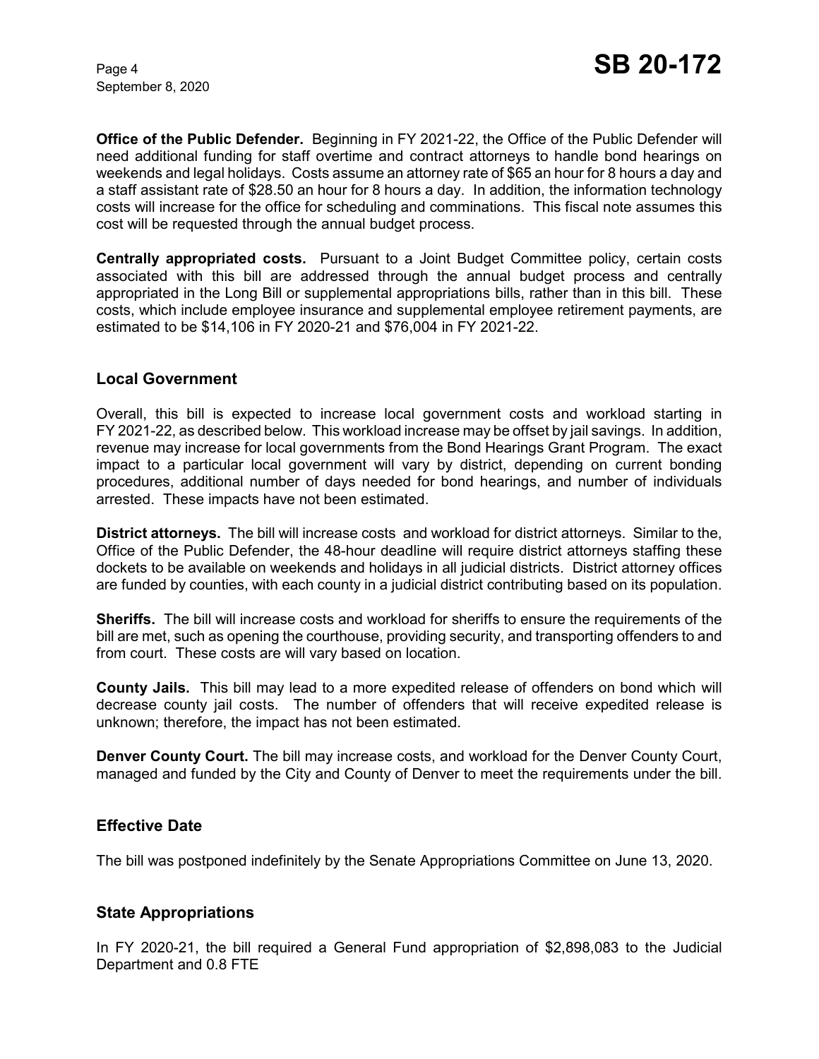**Office of the Public Defender.** Beginning in FY 2021-22, the Office of the Public Defender will need additional funding for staff overtime and contract attorneys to handle bond hearings on weekends and legal holidays. Costs assume an attorney rate of $65 an hour for 8 hours a day and a staff assistant rate of $28.50 an hour for 8 hours a day. In addition, the information technology costs will increase for the office for scheduling and comminations. This fiscal note assumes this cost will be requested through the annual budget process.

**Centrally appropriated costs.** Pursuant to a Joint Budget Committee policy, certain costs associated with this bill are addressed through the annual budget process and centrally appropriated in the Long Bill or supplemental appropriations bills, rather than in this bill. These costs, which include employee insurance and supplemental employee retirement payments, are estimated to be $14,106 in FY 2020-21 and $76,004 in FY 2021-22.

## Local Government

Overall, this bill is expected to increase local government costs and workload starting in FY 2021-22, as described below. This workload increase may be offset by jail savings. In addition, revenue may increase for local governments from the Bond Hearings Grant Program. The exact impact to a particular local government will vary by district, depending on current bonding procedures, additional number of days needed for bond hearings, and number of individuals arrested. These impacts have not been estimated.

**District attorneys.** The bill will increase costs and workload for district attorneys. Similar to the, Office of the Public Defender, the 48-hour deadline will require district attorneys staffing these dockets to be available on weekends and holidays in all judicial districts. District attorney offices are funded by counties, with each county in a judicial district contributing based on its population.

**Sheriffs.** The bill will increase costs and workload for sheriffs to ensure the requirements of the bill are met, such as opening the courthouse, providing security, and transporting offenders to and from court. These costs are will vary based on location.

**County Jails.** This bill may lead to a more expedited release of offenders on bond which will decrease county jail costs. The number of offenders that will receive expedited release is unknown; therefore, the impact has not been estimated.

**Denver County Court.** The bill may increase costs, and workload for the Denver County Court, managed and funded by the City and County of Denver to meet the requirements under the bill.

## Effective Date

The bill was postponed indefinitely by the Senate Appropriations Committee on June 13, 2020.

## State Appropriations

In FY 2020-21, the bill required a General Fund appropriation of $2,898,083 to the Judicial Department and 0.8 FTE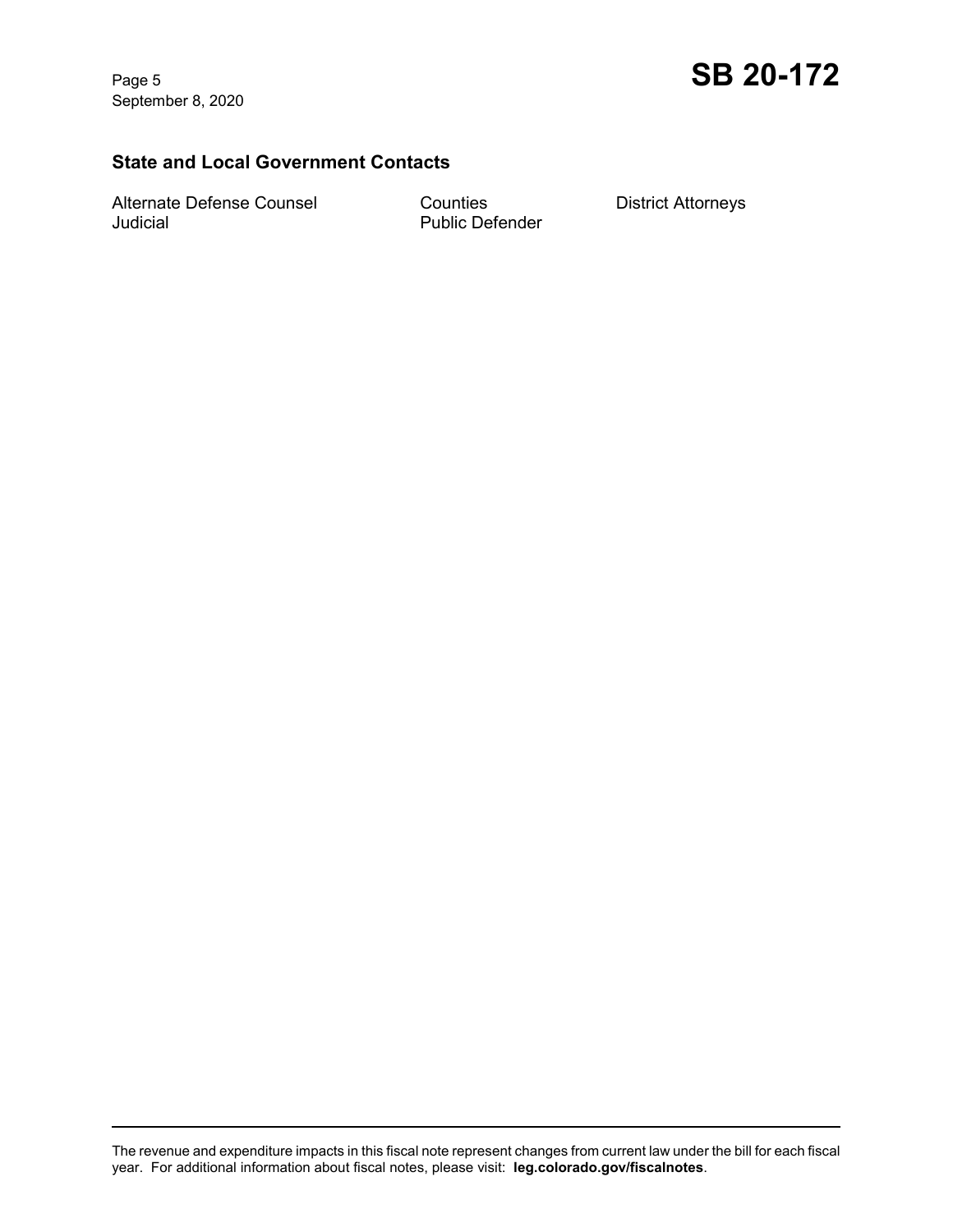### State and Local Government Contacts

| | | |
|---|---|---|
| Alternate Defense Counsel | Counties | District Attorneys |
| Judicial | Public Defender | |

The revenue and expenditure impacts in this fiscal note represent changes from current law under the bill for each fiscal year. For additional information about fiscal notes, please visit: **leg.colorado.gov/fiscalnotes**.